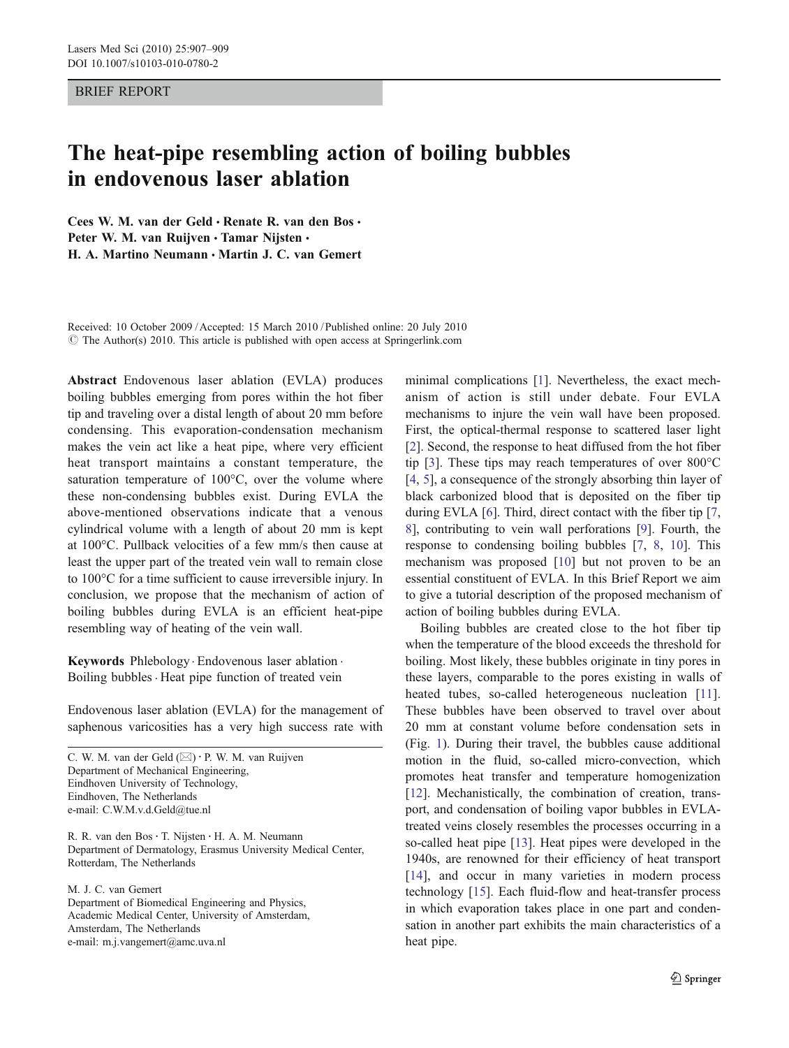BRIEF REPORT

# The heat-pipe resembling action of boiling bubbles in endovenous laser ablation

**Cees W. M. van der Geld · Renate R. van den Bos · Peter W. M. van Ruijven · Tamar Nijsten · H. A. Martino Neumann · Martin J. C. van Gemert**

Received: 10 October 2009 / Accepted: 15 March 2010 / Published online: 20 July 2010
© The Author(s) 2010. This article is published with open access at Springerlink.com

**Abstract** Endovenous laser ablation (EVLA) produces boiling bubbles emerging from pores within the hot fiber tip and traveling over a distal length of about 20 mm before condensing. This evaporation-condensation mechanism makes the vein act like a heat pipe, where very efficient heat transport maintains a constant temperature, the saturation temperature of 100°C, over the volume where these non-condensing bubbles exist. During EVLA the above-mentioned observations indicate that a venous cylindrical volume with a length of about 20 mm is kept at 100°C. Pullback velocities of a few mm/s then cause at least the upper part of the treated vein wall to remain close to 100°C for a time sufficient to cause irreversible injury. In conclusion, we propose that the mechanism of action of boiling bubbles during EVLA is an efficient heat-pipe resembling way of heating of the vein wall.

**Keywords** Phlebology · Endovenous laser ablation · Boiling bubbles · Heat pipe function of treated vein

Endovenous laser ablation (EVLA) for the management of saphenous varicosities has a very high success rate with minimal complications [1]. Nevertheless, the exact mechanism of action is still under debate. Four EVLA mechanisms to injure the vein wall have been proposed. First, the optical-thermal response to scattered laser light [2]. Second, the response to heat diffused from the hot fiber tip [3]. These tips may reach temperatures of over 800°C [4, 5], a consequence of the strongly absorbing thin layer of black carbonized blood that is deposited on the fiber tip during EVLA [6]. Third, direct contact with the fiber tip [7, 8], contributing to vein wall perforations [9]. Fourth, the response to condensing boiling bubbles [7, 8, 10]. This mechanism was proposed [10] but not proven to be an essential constituent of EVLA. In this Brief Report we aim to give a tutorial description of the proposed mechanism of action of boiling bubbles during EVLA.

Boiling bubbles are created close to the hot fiber tip when the temperature of the blood exceeds the threshold for boiling. Most likely, these bubbles originate in tiny pores in these layers, comparable to the pores existing in walls of heated tubes, so-called heterogeneous nucleation [11]. These bubbles have been observed to travel over about 20 mm at constant volume before condensation sets in (Fig. 1). During their travel, the bubbles cause additional motion in the fluid, so-called micro-convection, which promotes heat transfer and temperature homogenization [12]. Mechanistically, the combination of creation, transport, and condensation of boiling vapor bubbles in EVLA-treated veins closely resembles the processes occurring in a so-called heat pipe [13]. Heat pipes were developed in the 1940s, are renowned for their efficiency of heat transport [14], and occur in many varieties in modern process technology [15]. Each fluid-flow and heat-transfer process in which evaporation takes place in one part and condensation in another part exhibits the main characteristics of a heat pipe.

C. W. M. van der Geld (✉) · P. W. M. van Ruijven
Department of Mechanical Engineering,
Eindhoven University of Technology,
Eindhoven, The Netherlands
e-mail: C.W.M.v.d.Geld@tue.nl

R. R. van den Bos · T. Nijsten · H. A. M. Neumann
Department of Dermatology, Erasmus University Medical Center,
Rotterdam, The Netherlands

M. J. C. van Gemert
Department of Biomedical Engineering and Physics,
Academic Medical Center, University of Amsterdam,
Amsterdam, The Netherlands
e-mail: m.j.vangemert@amc.uva.nl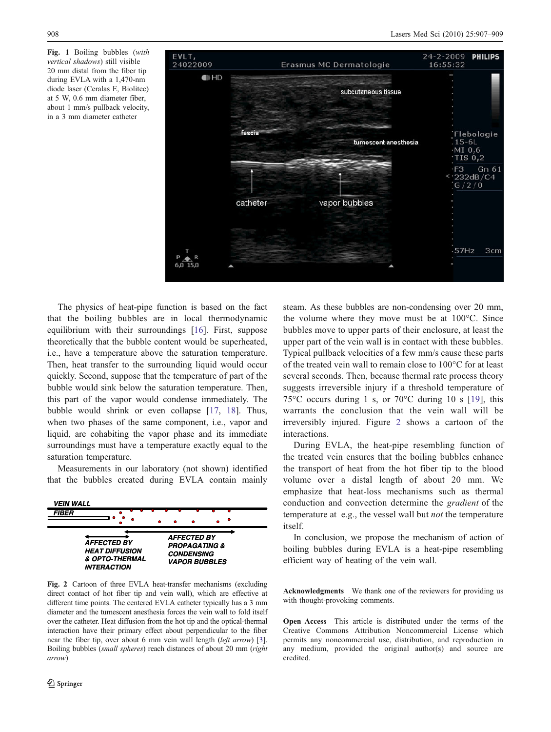**Fig. 1** Boiling bubbles (*with vertical shadows*) still visible 20 mm distal from the fiber tip during EVLA with a 1,470-nm diode laser (Ceralas E, Biolitec) at 5 W, 0.6 mm diameter fiber, about 1 mm/s pullback velocity, in a 3 mm diameter catheter

The physics of heat-pipe function is based on the fact that the boiling bubbles are in local thermodynamic equilibrium with their surroundings [16]. First, suppose theoretically that the bubble content would be superheated, i.e., have a temperature above the saturation temperature. Then, heat transfer to the surrounding liquid would occur quickly. Second, suppose that the temperature of part of the bubble would sink below the saturation temperature. Then, this part of the vapor would condense immediately. The bubble would shrink or even collapse [17, 18]. Thus, when two phases of the same component, i.e., vapor and liquid, are cohabiting the vapor phase and its immediate surroundings must have a temperature exactly equal to the saturation temperature.

Measurements in our laboratory (not shown) identified that the bubbles created during EVLA contain mainly steam. As these bubbles are non-condensing over 20 mm, the volume where they move must be at 100°C. Since bubbles move to upper parts of their enclosure, at least the upper part of the vein wall is in contact with these bubbles. Typical pullback velocities of a few mm/s cause these parts of the treated vein wall to remain close to 100°C for at least several seconds. Then, because thermal rate process theory suggests irreversible injury if a threshold temperature of 75°C occurs during 1 s, or 70°C during 10 s [19], this warrants the conclusion that the vein wall will be irreversibly injured. Figure 2 shows a cartoon of the interactions.

**Fig. 2** Cartoon of three EVLA heat-transfer mechanisms (excluding direct contact of hot fiber tip and vein wall), which are effective at different time points. The centered EVLA catheter typically has a 3 mm diameter and the tumescent anesthesia forces the vein wall to fold itself over the catheter. Heat diffusion from the hot tip and the optical-thermal interaction have their primary effect about perpendicular to the fiber near the fiber tip, over about 6 mm vein wall length (*left arrow*) [3]. Boiling bubbles (*small spheres*) reach distances of about 20 mm (*right arrow*)

During EVLA, the heat-pipe resembling function of the treated vein ensures that the boiling bubbles enhance the transport of heat from the hot fiber tip to the blood volume over a distal length of about 20 mm. We emphasize that heat-loss mechanisms such as thermal conduction and convection determine the *gradient* of the temperature at e.g., the vessel wall but *not* the temperature itself.

In conclusion, we propose the mechanism of action of boiling bubbles during EVLA is a heat-pipe resembling efficient way of heating of the vein wall.

**Acknowledgments** We thank one of the reviewers for providing us with thought-provoking comments.

**Open Access** This article is distributed under the terms of the Creative Commons Attribution Noncommercial License which permits any noncommercial use, distribution, and reproduction in any medium, provided the original author(s) and source are credited.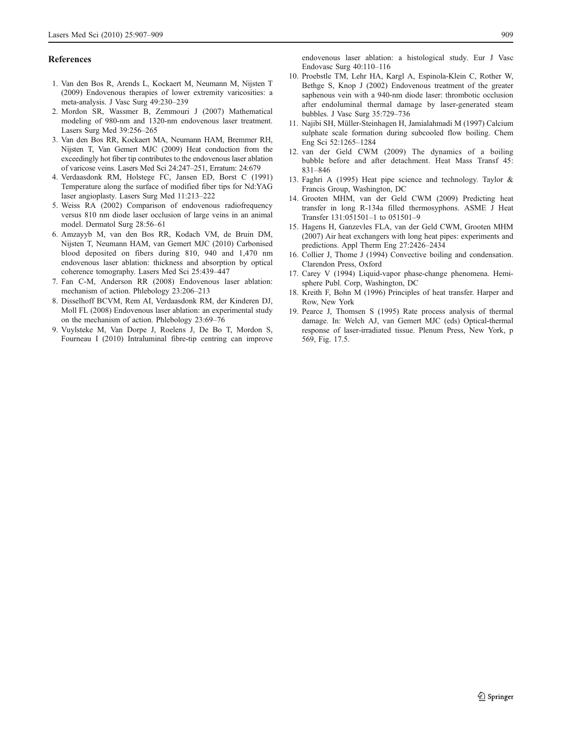## References

1. Van den Bos R, Arends L, Kockaert M, Neumann M, Nijsten T (2009) Endovenous therapies of lower extremity varicosities: a meta-analysis. J Vasc Surg 49:230–239
2. Mordon SR, Wassmer B, Zemmouri J (2007) Mathematical modeling of 980-nm and 1320-nm endovenous laser treatment. Lasers Surg Med 39:256–265
3. Van den Bos RR, Kockaert MA, Neumann HAM, Bremmer RH, Nijsten T, Van Gemert MJC (2009) Heat conduction from the exceedingly hot fiber tip contributes to the endovenous laser ablation of varicose veins. Lasers Med Sci 24:247–251, Erratum: 24:679
4. Verdaasdonk RM, Holstege FC, Jansen ED, Borst C (1991) Temperature along the surface of modified fiber tips for Nd:YAG laser angioplasty. Lasers Surg Med 11:213–222
5. Weiss RA (2002) Comparison of endovenous radiofrequency versus 810 nm diode laser occlusion of large veins in an animal model. Dermatol Surg 28:56–61
6. Amzayyb M, van den Bos RR, Kodach VM, de Bruin DM, Nijsten T, Neumann HAM, van Gemert MJC (2010) Carbonised blood deposited on fibers during 810, 940 and 1,470 nm endovenous laser ablation: thickness and absorption by optical coherence tomography. Lasers Med Sci 25:439–447
7. Fan C-M, Anderson RR (2008) Endovenous laser ablation: mechanism of action. Phlebology 23:206–213
8. Disselhoff BCVM, Rem AI, Verdaasdonk RM, der Kinderen DJ, Moll FL (2008) Endovenous laser ablation: an experimental study on the mechanism of action. Phlebology 23:69–76
9. Vuylsteke M, Van Dorpe J, Roelens J, De Bo T, Mordon S, Fourneau I (2010) Intraluminal fibre-tip centring can improve endovenous laser ablation: a histological study. Eur J Vasc Endovasc Surg 40:110–116
10. Proebstle TM, Lehr HA, Kargl A, Espinola-Klein C, Rother W, Bethge S, Knop J (2002) Endovenous treatment of the greater saphenous vein with a 940-nm diode laser: thrombotic occlusion after endoluminal thermal damage by laser-generated steam bubbles. J Vasc Surg 35:729–736
11. Najibi SH, Müller-Steinhagen H, Jamialahmadi M (1997) Calcium sulphate scale formation during subcooled flow boiling. Chem Eng Sci 52:1265–1284
12. van der Geld CWM (2009) The dynamics of a boiling bubble before and after detachment. Heat Mass Transf 45: 831–846
13. Faghri A (1995) Heat pipe science and technology. Taylor & Francis Group, Washington, DC
14. Grooten MHM, van der Geld CWM (2009) Predicting heat transfer in long R-134a filled thermosyphons. ASME J Heat Transfer 131:051501–1 to 051501–9
15. Hagens H, Ganzevles FLA, van der Geld CWM, Grooten MHM (2007) Air heat exchangers with long heat pipes: experiments and predictions. Appl Therm Eng 27:2426–2434
16. Collier J, Thome J (1994) Convective boiling and condensation. Clarendon Press, Oxford
17. Carey V (1994) Liquid-vapor phase-change phenomena. Hemisphere Publ. Corp, Washington, DC
18. Kreith F, Bohn M (1996) Principles of heat transfer. Harper and Row, New York
19. Pearce J, Thomsen S (1995) Rate process analysis of thermal damage. In: Welch AJ, van Gemert MJC (eds) Optical-thermal response of laser-irradiated tissue. Plenum Press, New York, p 569, Fig. 17.5.